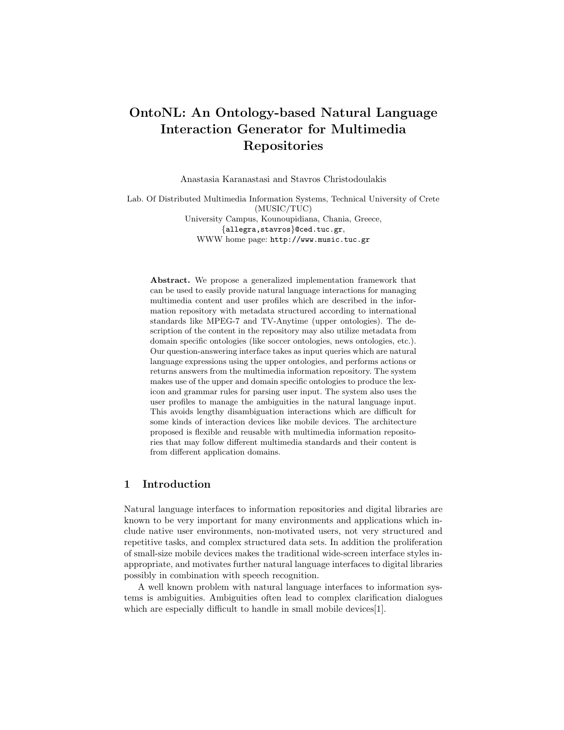# OntoNL: An Ontology-based Natural Language Interaction Generator for Multimedia Repositories

Anastasia Karanastasi and Stavros Christodoulakis

Lab. Of Distributed Multimedia Information Systems, Technical University of Crete (MUSIC/TUC)
University Campus, Kounoupidiana, Chania, Greece,
{allegra,stavros}@ced.tuc.gr,
WWW home page: http://www.music.tuc.gr

**Abstract.** We propose a generalized implementation framework that can be used to easily provide natural language interactions for managing multimedia content and user profiles which are described in the information repository with metadata structured according to international standards like MPEG-7 and TV-Anytime (upper ontologies). The description of the content in the repository may also utilize metadata from domain specific ontologies (like soccer ontologies, news ontologies, etc.). Our question-answering interface takes as input queries which are natural language expressions using the upper ontologies, and performs actions or returns answers from the multimedia information repository. The system makes use of the upper and domain specific ontologies to produce the lexicon and grammar rules for parsing user input. The system also uses the user profiles to manage the ambiguities in the natural language input. This avoids lengthy disambiguation interactions which are difficult for some kinds of interaction devices like mobile devices. The architecture proposed is flexible and reusable with multimedia information repositories that may follow different multimedia standards and their content is from different application domains.

## 1 Introduction

Natural language interfaces to information repositories and digital libraries are known to be very important for many environments and applications which include native user environments, non-motivated users, not very structured and repetitive tasks, and complex structured data sets. In addition the proliferation of small-size mobile devices makes the traditional wide-screen interface styles inappropriate, and motivates further natural language interfaces to digital libraries possibly in combination with speech recognition.

A well known problem with natural language interfaces to information systems is ambiguities. Ambiguities often lead to complex clarification dialogues which are especially difficult to handle in small mobile devices[1].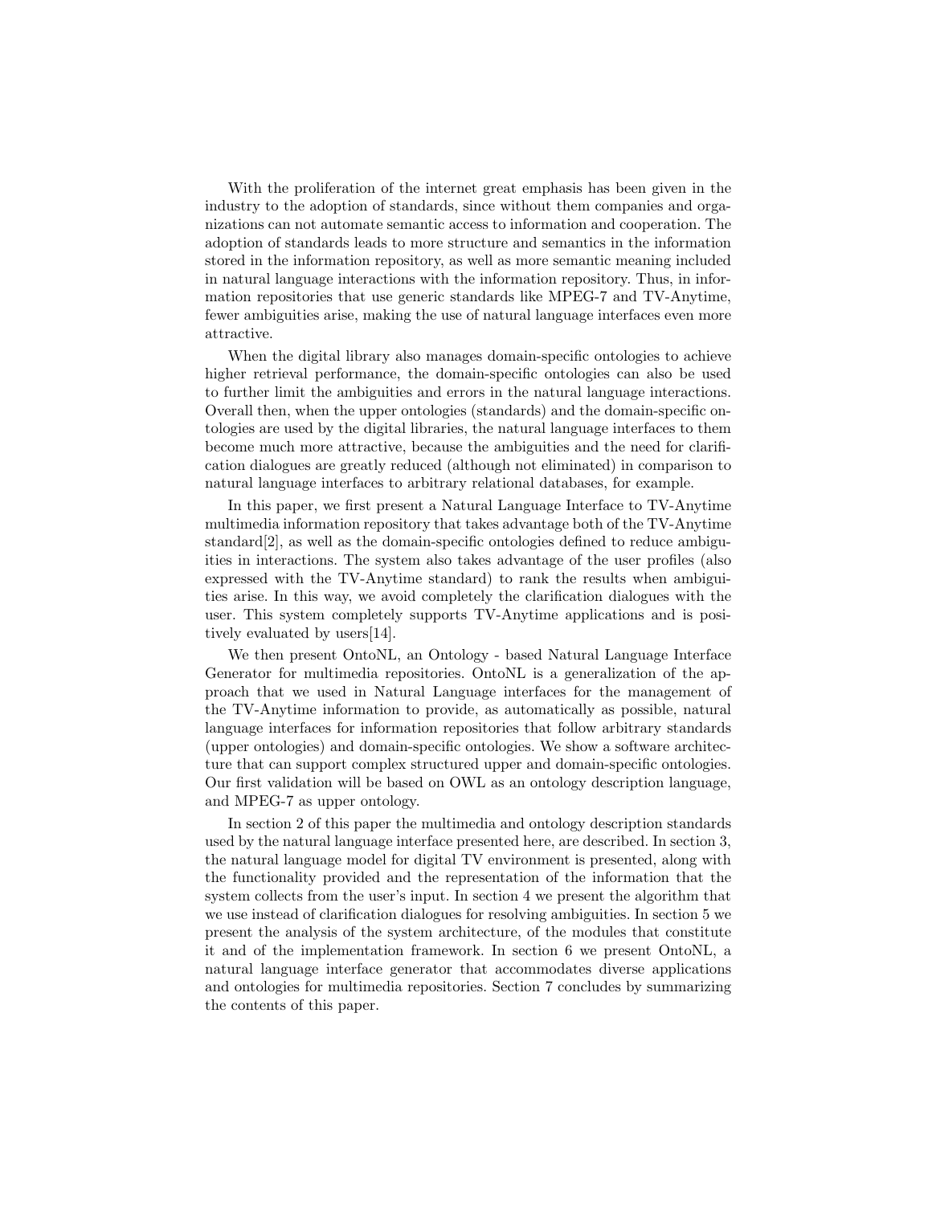With the proliferation of the internet great emphasis has been given in the industry to the adoption of standards, since without them companies and organizations can not automate semantic access to information and cooperation. The adoption of standards leads to more structure and semantics in the information stored in the information repository, as well as more semantic meaning included in natural language interactions with the information repository. Thus, in information repositories that use generic standards like MPEG-7 and TV-Anytime, fewer ambiguities arise, making the use of natural language interfaces even more attractive.

When the digital library also manages domain-specific ontologies to achieve higher retrieval performance, the domain-specific ontologies can also be used to further limit the ambiguities and errors in the natural language interactions. Overall then, when the upper ontologies (standards) and the domain-specific ontologies are used by the digital libraries, the natural language interfaces to them become much more attractive, because the ambiguities and the need for clarification dialogues are greatly reduced (although not eliminated) in comparison to natural language interfaces to arbitrary relational databases, for example.

In this paper, we first present a Natural Language Interface to TV-Anytime multimedia information repository that takes advantage both of the TV-Anytime standard[2], as well as the domain-specific ontologies defined to reduce ambiguities in interactions. The system also takes advantage of the user profiles (also expressed with the TV-Anytime standard) to rank the results when ambiguities arise. In this way, we avoid completely the clarification dialogues with the user. This system completely supports TV-Anytime applications and is positively evaluated by users[14].

We then present OntoNL, an Ontology - based Natural Language Interface Generator for multimedia repositories. OntoNL is a generalization of the approach that we used in Natural Language interfaces for the management of the TV-Anytime information to provide, as automatically as possible, natural language interfaces for information repositories that follow arbitrary standards (upper ontologies) and domain-specific ontologies. We show a software architecture that can support complex structured upper and domain-specific ontologies. Our first validation will be based on OWL as an ontology description language, and MPEG-7 as upper ontology.

In section 2 of this paper the multimedia and ontology description standards used by the natural language interface presented here, are described. In section 3, the natural language model for digital TV environment is presented, along with the functionality provided and the representation of the information that the system collects from the user's input. In section 4 we present the algorithm that we use instead of clarification dialogues for resolving ambiguities. In section 5 we present the analysis of the system architecture, of the modules that constitute it and of the implementation framework. In section 6 we present OntoNL, a natural language interface generator that accommodates diverse applications and ontologies for multimedia repositories. Section 7 concludes by summarizing the contents of this paper.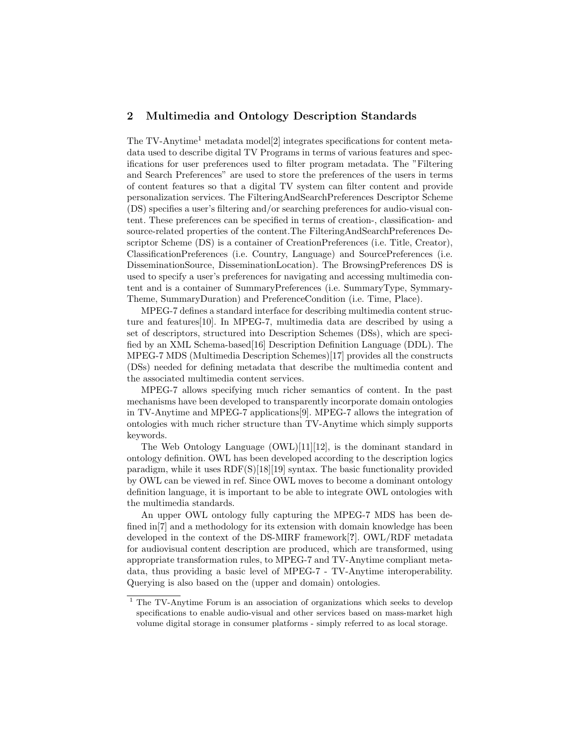## 2 Multimedia and Ontology Description Standards

The TV-Anytime[1] metadata model[2] integrates specifications for content metadata used to describe digital TV Programs in terms of various features and specifications for user preferences used to filter program metadata. The "Filtering and Search Preferences" are used to store the preferences of the users in terms of content features so that a digital TV system can filter content and provide personalization services. The FilteringAndSearchPreferences Descriptor Scheme (DS) specifies a user's filtering and/or searching preferences for audio-visual content. These preferences can be specified in terms of creation-, classification- and source-related properties of the content.The FilteringAndSearchPreferences Descriptor Scheme (DS) is a container of CreationPreferences (i.e. Title, Creator), ClassificationPreferences (i.e. Country, Language) and SourcePreferences (i.e. DisseminationSource, DisseminationLocation). The BrowsingPreferences DS is used to specify a user's preferences for navigating and accessing multimedia content and is a container of SummaryPreferences (i.e. SummaryType, SymmaryTheme, SummaryDuration) and PreferenceCondition (i.e. Time, Place).

MPEG-7 defines a standard interface for describing multimedia content structure and features[10]. In MPEG-7, multimedia data are described by using a set of descriptors, structured into Description Schemes (DSs), which are specified by an XML Schema-based[16] Description Definition Language (DDL). The MPEG-7 MDS (Multimedia Description Schemes)[17] provides all the constructs (DSs) needed for defining metadata that describe the multimedia content and the associated multimedia content services.

MPEG-7 allows specifying much richer semantics of content. In the past mechanisms have been developed to transparently incorporate domain ontologies in TV-Anytime and MPEG-7 applications[9]. MPEG-7 allows the integration of ontologies with much richer structure than TV-Anytime which simply supports keywords.

The Web Ontology Language (OWL)[11][12], is the dominant standard in ontology definition. OWL has been developed according to the description logics paradigm, while it uses RDF(S)[18][19] syntax. The basic functionality provided by OWL can be viewed in ref. Since OWL moves to become a dominant ontology definition language, it is important to be able to integrate OWL ontologies with the multimedia standards.

An upper OWL ontology fully capturing the MPEG-7 MDS has been defined in[7] and a methodology for its extension with domain knowledge has been developed in the context of the DS-MIRF framework[**?**]. OWL/RDF metadata for audiovisual content description are produced, which are transformed, using appropriate transformation rules, to MPEG-7 and TV-Anytime compliant metadata, thus providing a basic level of MPEG-7 - TV-Anytime interoperability. Querying is also based on the (upper and domain) ontologies.

---

[1] The TV-Anytime Forum is an association of organizations which seeks to develop specifications to enable audio-visual and other services based on mass-market high volume digital storage in consumer platforms - simply referred to as local storage.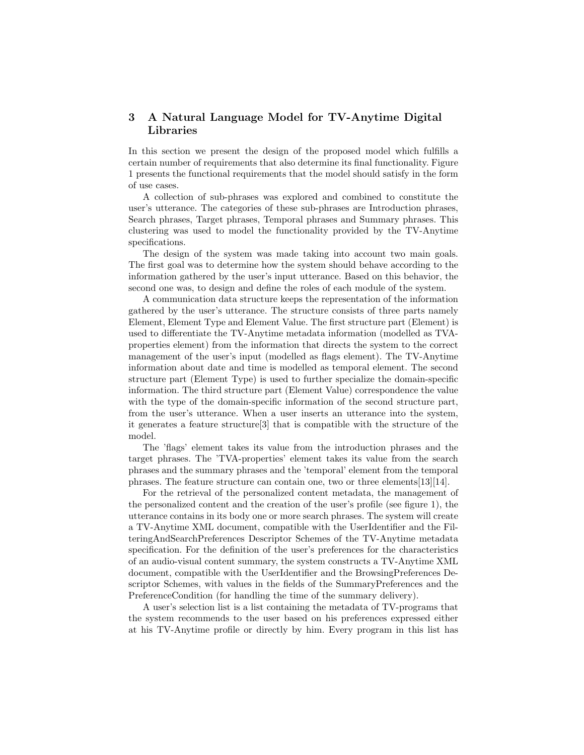## 3 A Natural Language Model for TV-Anytime Digital Libraries

In this section we present the design of the proposed model which fulfills a certain number of requirements that also determine its final functionality. Figure 1 presents the functional requirements that the model should satisfy in the form of use cases.

A collection of sub-phrases was explored and combined to constitute the user's utterance. The categories of these sub-phrases are Introduction phrases, Search phrases, Target phrases, Temporal phrases and Summary phrases. This clustering was used to model the functionality provided by the TV-Anytime specifications.

The design of the system was made taking into account two main goals. The first goal was to determine how the system should behave according to the information gathered by the user's input utterance. Based on this behavior, the second one was, to design and define the roles of each module of the system.

A communication data structure keeps the representation of the information gathered by the user's utterance. The structure consists of three parts namely Element, Element Type and Element Value. The first structure part (Element) is used to differentiate the TV-Anytime metadata information (modelled as TVA-properties element) from the information that directs the system to the correct management of the user's input (modelled as flags element). The TV-Anytime information about date and time is modelled as temporal element. The second structure part (Element Type) is used to further specialize the domain-specific information. The third structure part (Element Value) correspondence the value with the type of the domain-specific information of the second structure part, from the user's utterance. When a user inserts an utterance into the system, it generates a feature structure[3] that is compatible with the structure of the model.

The 'flags' element takes its value from the introduction phrases and the target phrases. The 'TVA-properties' element takes its value from the search phrases and the summary phrases and the 'temporal' element from the temporal phrases. The feature structure can contain one, two or three elements[13][14].

For the retrieval of the personalized content metadata, the management of the personalized content and the creation of the user's profile (see figure 1), the utterance contains in its body one or more search phrases. The system will create a TV-Anytime XML document, compatible with the UserIdentifier and the FilteringAndSearchPreferences Descriptor Schemes of the TV-Anytime metadata specification. For the definition of the user's preferences for the characteristics of an audio-visual content summary, the system constructs a TV-Anytime XML document, compatible with the UserIdentifier and the BrowsingPreferences Descriptor Schemes, with values in the fields of the SummaryPreferences and the PreferenceCondition (for handling the time of the summary delivery).

A user's selection list is a list containing the metadata of TV-programs that the system recommends to the user based on his preferences expressed either at his TV-Anytime profile or directly by him. Every program in this list has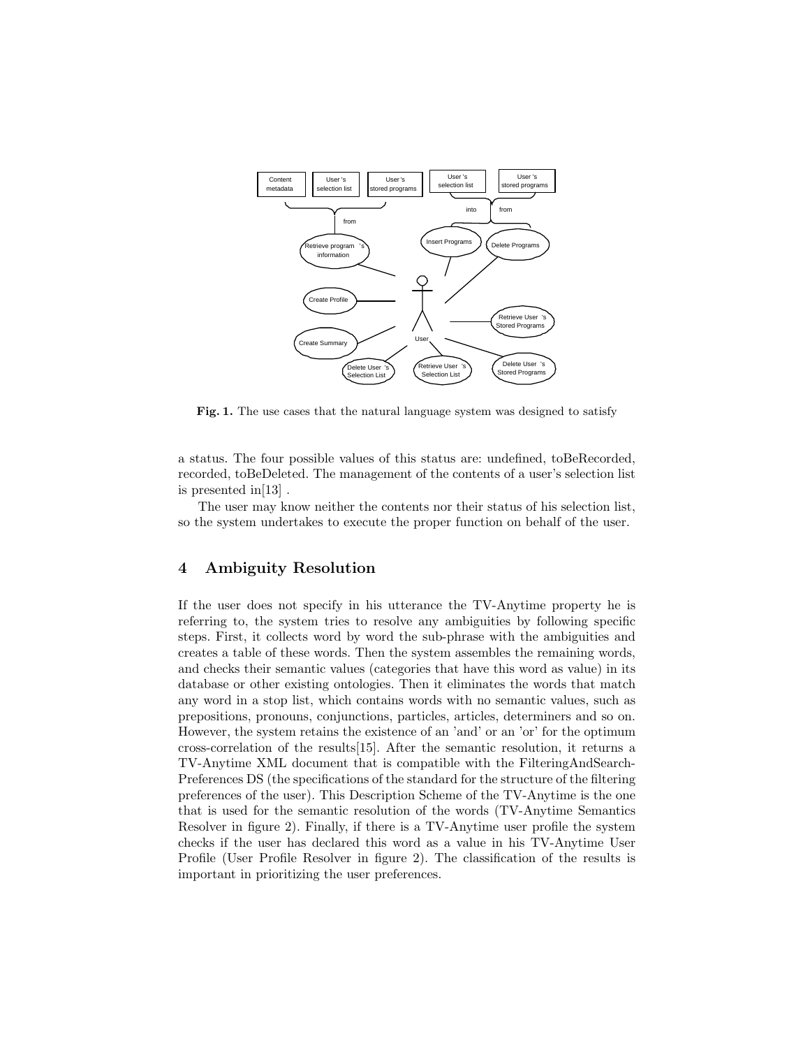**Fig. 1.** The use cases that the natural language system was designed to satisfy

a status. The four possible values of this status are: undefined, toBeRecorded, recorded, toBeDeleted. The management of the contents of a user's selection list is presented in[13] .

The user may know neither the contents nor their status of his selection list, so the system undertakes to execute the proper function on behalf of the user.

## 4 Ambiguity Resolution

If the user does not specify in his utterance the TV-Anytime property he is referring to, the system tries to resolve any ambiguities by following specific steps. First, it collects word by word the sub-phrase with the ambiguities and creates a table of these words. Then the system assembles the remaining words, and checks their semantic values (categories that have this word as value) in its database or other existing ontologies. Then it eliminates the words that match any word in a stop list, which contains words with no semantic values, such as prepositions, pronouns, conjunctions, particles, articles, determiners and so on. However, the system retains the existence of an 'and' or an 'or' for the optimum cross-correlation of the results[15]. After the semantic resolution, it returns a TV-Anytime XML document that is compatible with the FilteringAndSearchPreferences DS (the specifications of the standard for the structure of the filtering preferences of the user). This Description Scheme of the TV-Anytime is the one that is used for the semantic resolution of the words (TV-Anytime Semantics Resolver in figure 2). Finally, if there is a TV-Anytime user profile the system checks if the user has declared this word as a value in his TV-Anytime User Profile (User Profile Resolver in figure 2). The classification of the results is important in prioritizing the user preferences.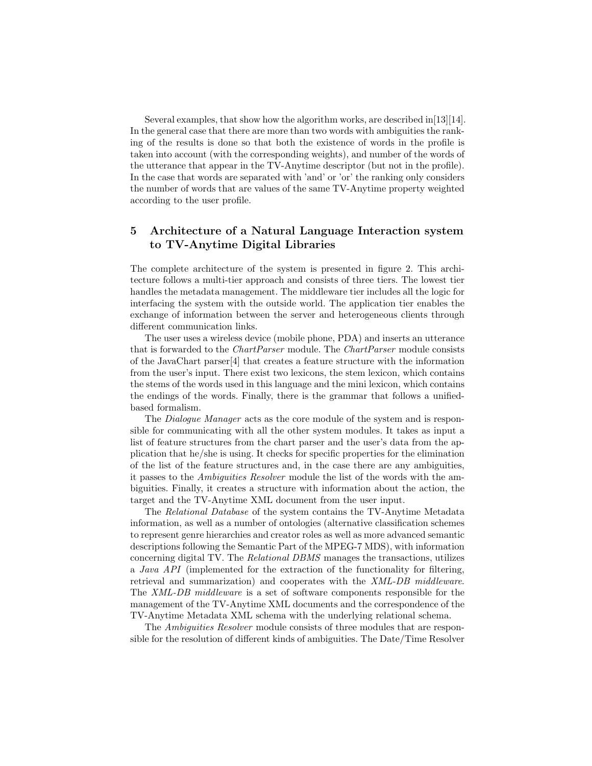Several examples, that show how the algorithm works, are described in[13][14]. In the general case that there are more than two words with ambiguities the ranking of the results is done so that both the existence of words in the profile is taken into account (with the corresponding weights), and number of the words of the utterance that appear in the TV-Anytime descriptor (but not in the profile). In the case that words are separated with 'and' or 'or' the ranking only considers the number of words that are values of the same TV-Anytime property weighted according to the user profile.

## 5 Architecture of a Natural Language Interaction system to TV-Anytime Digital Libraries

The complete architecture of the system is presented in figure 2. This architecture follows a multi-tier approach and consists of three tiers. The lowest tier handles the metadata management. The middleware tier includes all the logic for interfacing the system with the outside world. The application tier enables the exchange of information between the server and heterogeneous clients through different communication links.

The user uses a wireless device (mobile phone, PDA) and inserts an utterance that is forwarded to the *ChartParser* module. The *ChartParser* module consists of the JavaChart parser[4] that creates a feature structure with the information from the user's input. There exist two lexicons, the stem lexicon, which contains the stems of the words used in this language and the mini lexicon, which contains the endings of the words. Finally, there is the grammar that follows a unified-based formalism.

The *Dialogue Manager* acts as the core module of the system and is responsible for communicating with all the other system modules. It takes as input a list of feature structures from the chart parser and the user's data from the application that he/she is using. It checks for specific properties for the elimination of the list of the feature structures and, in the case there are any ambiguities, it passes to the *Ambiguities Resolver* module the list of the words with the ambiguities. Finally, it creates a structure with information about the action, the target and the TV-Anytime XML document from the user input.

The *Relational Database* of the system contains the TV-Anytime Metadata information, as well as a number of ontologies (alternative classification schemes to represent genre hierarchies and creator roles as well as more advanced semantic descriptions following the Semantic Part of the MPEG-7 MDS), with information concerning digital TV. The *Relational DBMS* manages the transactions, utilizes a *Java API* (implemented for the extraction of the functionality for filtering, retrieval and summarization) and cooperates with the *XML-DB middleware*. The *XML-DB middleware* is a set of software components responsible for the management of the TV-Anytime XML documents and the correspondence of the TV-Anytime Metadata XML schema with the underlying relational schema.

The *Ambiguities Resolver* module consists of three modules that are responsible for the resolution of different kinds of ambiguities. The Date/Time Resolver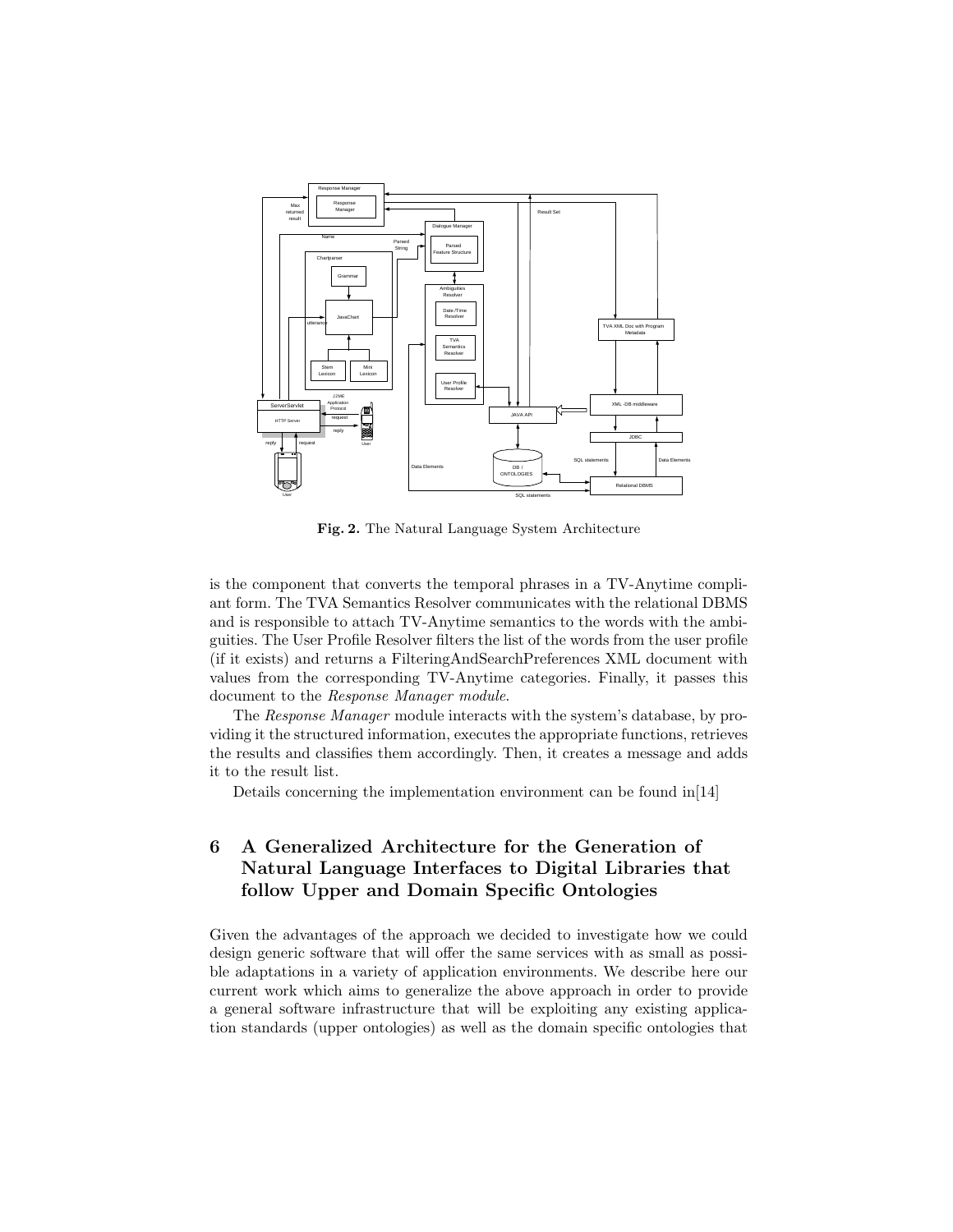**Fig. 2.** The Natural Language System Architecture

is the component that converts the temporal phrases in a TV-Anytime compliant form. The TVA Semantics Resolver communicates with the relational DBMS and is responsible to attach TV-Anytime semantics to the words with the ambiguities. The User Profile Resolver filters the list of the words from the user profile (if it exists) and returns a FilteringAndSearchPreferences XML document with values from the corresponding TV-Anytime categories. Finally, it passes this document to the *Response Manager module*.

The *Response Manager* module interacts with the system's database, by providing it the structured information, executes the appropriate functions, retrieves the results and classifies them accordingly. Then, it creates a message and adds it to the result list.

Details concerning the implementation environment can be found in[14]

## 6 A Generalized Architecture for the Generation of Natural Language Interfaces to Digital Libraries that follow Upper and Domain Specific Ontologies

Given the advantages of the approach we decided to investigate how we could design generic software that will offer the same services with as small as possible adaptations in a variety of application environments. We describe here our current work which aims to generalize the above approach in order to provide a general software infrastructure that will be exploiting any existing application standards (upper ontologies) as well as the domain specific ontologies that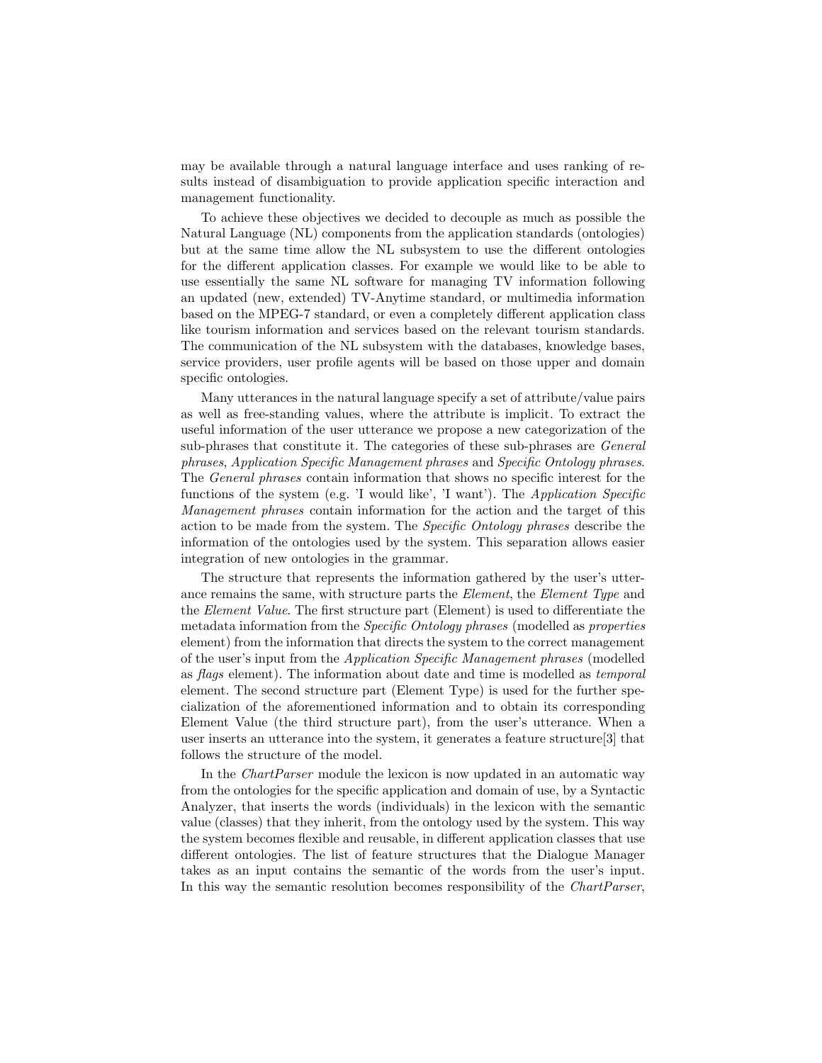may be available through a natural language interface and uses ranking of results instead of disambiguation to provide application specific interaction and management functionality.

To achieve these objectives we decided to decouple as much as possible the Natural Language (NL) components from the application standards (ontologies) but at the same time allow the NL subsystem to use the different ontologies for the different application classes. For example we would like to be able to use essentially the same NL software for managing TV information following an updated (new, extended) TV-Anytime standard, or multimedia information based on the MPEG-7 standard, or even a completely different application class like tourism information and services based on the relevant tourism standards. The communication of the NL subsystem with the databases, knowledge bases, service providers, user profile agents will be based on those upper and domain specific ontologies.

Many utterances in the natural language specify a set of attribute/value pairs as well as free-standing values, where the attribute is implicit. To extract the useful information of the user utterance we propose a new categorization of the sub-phrases that constitute it. The categories of these sub-phrases are *General phrases*, *Application Specific Management phrases* and *Specific Ontology phrases*. The *General phrases* contain information that shows no specific interest for the functions of the system (e.g. 'I would like', 'I want'). The *Application Specific Management phrases* contain information for the action and the target of this action to be made from the system. The *Specific Ontology phrases* describe the information of the ontologies used by the system. This separation allows easier integration of new ontologies in the grammar.

The structure that represents the information gathered by the user's utterance remains the same, with structure parts the *Element*, the *Element Type* and the *Element Value*. The first structure part (Element) is used to differentiate the metadata information from the *Specific Ontology phrases* (modelled as *properties* element) from the information that directs the system to the correct management of the user's input from the *Application Specific Management phrases* (modelled as *flags* element). The information about date and time is modelled as *temporal* element. The second structure part (Element Type) is used for the further specialization of the aforementioned information and to obtain its corresponding Element Value (the third structure part), from the user's utterance. When a user inserts an utterance into the system, it generates a feature structure[3] that follows the structure of the model.

In the *ChartParser* module the lexicon is now updated in an automatic way from the ontologies for the specific application and domain of use, by a Syntactic Analyzer, that inserts the words (individuals) in the lexicon with the semantic value (classes) that they inherit, from the ontology used by the system. This way the system becomes flexible and reusable, in different application classes that use different ontologies. The list of feature structures that the Dialogue Manager takes as an input contains the semantic of the words from the user's input. In this way the semantic resolution becomes responsibility of the *ChartParser*,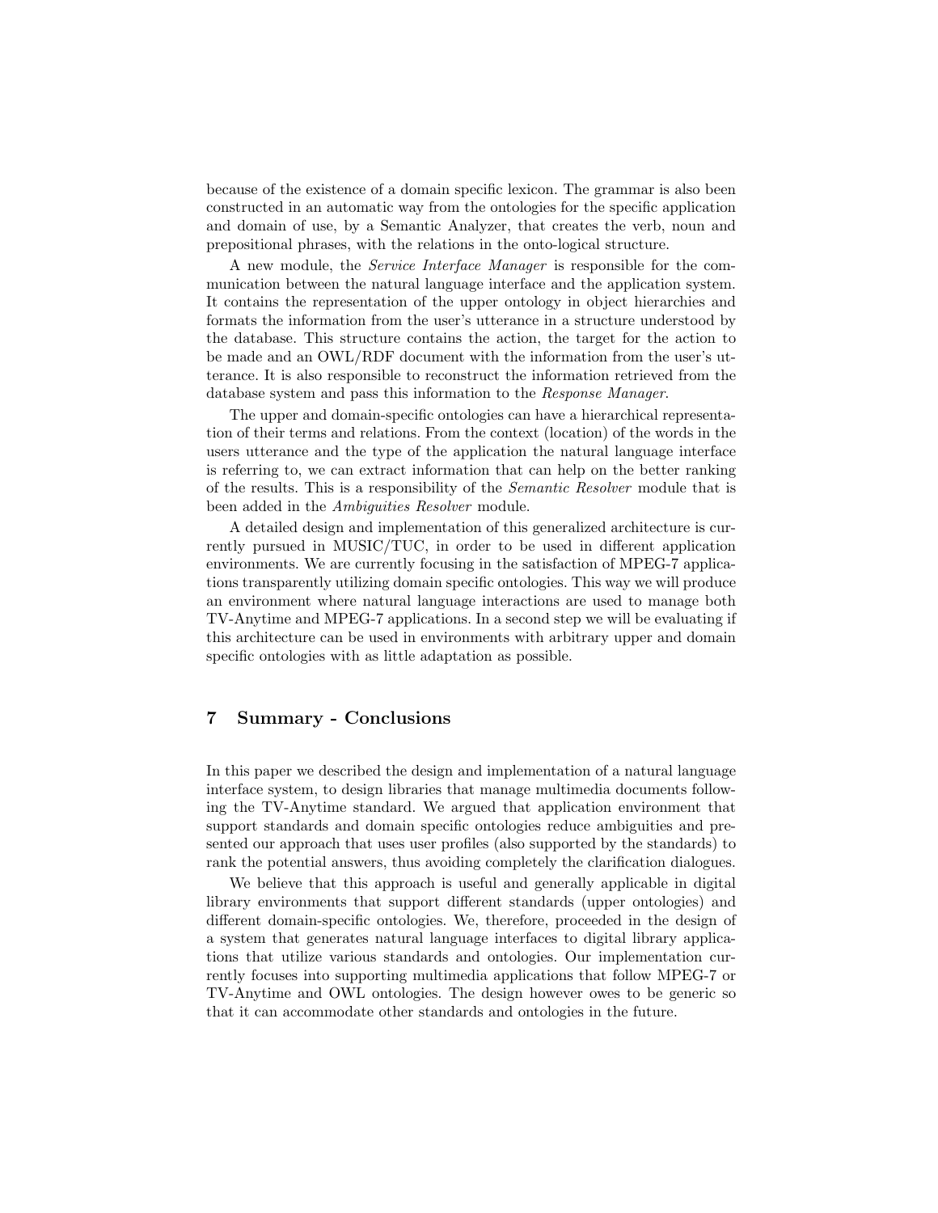because of the existence of a domain specific lexicon. The grammar is also been constructed in an automatic way from the ontologies for the specific application and domain of use, by a Semantic Analyzer, that creates the verb, noun and prepositional phrases, with the relations in the onto-logical structure.

A new module, the *Service Interface Manager* is responsible for the communication between the natural language interface and the application system. It contains the representation of the upper ontology in object hierarchies and formats the information from the user's utterance in a structure understood by the database. This structure contains the action, the target for the action to be made and an OWL/RDF document with the information from the user's utterance. It is also responsible to reconstruct the information retrieved from the database system and pass this information to the *Response Manager*.

The upper and domain-specific ontologies can have a hierarchical representation of their terms and relations. From the context (location) of the words in the users utterance and the type of the application the natural language interface is referring to, we can extract information that can help on the better ranking of the results. This is a responsibility of the *Semantic Resolver* module that is been added in the *Ambiguities Resolver* module.

A detailed design and implementation of this generalized architecture is currently pursued in MUSIC/TUC, in order to be used in different application environments. We are currently focusing in the satisfaction of MPEG-7 applications transparently utilizing domain specific ontologies. This way we will produce an environment where natural language interactions are used to manage both TV-Anytime and MPEG-7 applications. In a second step we will be evaluating if this architecture can be used in environments with arbitrary upper and domain specific ontologies with as little adaptation as possible.

## 7 Summary - Conclusions

In this paper we described the design and implementation of a natural language interface system, to design libraries that manage multimedia documents following the TV-Anytime standard. We argued that application environment that support standards and domain specific ontologies reduce ambiguities and presented our approach that uses user profiles (also supported by the standards) to rank the potential answers, thus avoiding completely the clarification dialogues.

We believe that this approach is useful and generally applicable in digital library environments that support different standards (upper ontologies) and different domain-specific ontologies. We, therefore, proceeded in the design of a system that generates natural language interfaces to digital library applications that utilize various standards and ontologies. Our implementation currently focuses into supporting multimedia applications that follow MPEG-7 or TV-Anytime and OWL ontologies. The design however owes to be generic so that it can accommodate other standards and ontologies in the future.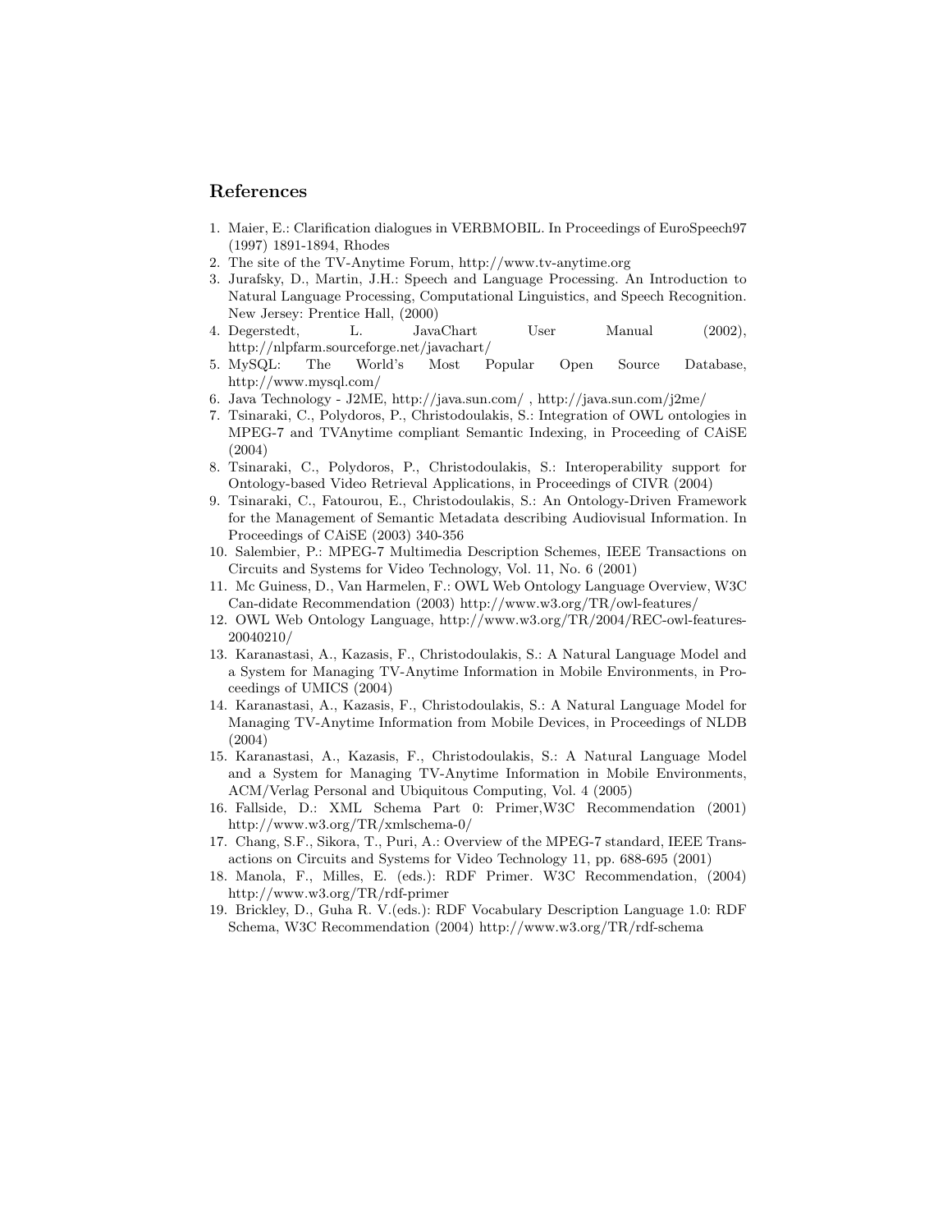## References

1. Maier, E.: Clarification dialogues in VERBMOBIL. In Proceedings of EuroSpeech97 (1997) 1891-1894, Rhodes
2. The site of the TV-Anytime Forum, http://www.tv-anytime.org
3. Jurafsky, D., Martin, J.H.: Speech and Language Processing. An Introduction to Natural Language Processing, Computational Linguistics, and Speech Recognition. New Jersey: Prentice Hall, (2000)
4. Degerstedt, L. JavaChart User Manual (2002), http://nlpfarm.sourceforge.net/javachart/
5. MySQL: The World's Most Popular Open Source Database, http://www.mysql.com/
6. Java Technology - J2ME, http://java.sun.com/ , http://java.sun.com/j2me/
7. Tsinaraki, C., Polydoros, P., Christodoulakis, S.: Integration of OWL ontologies in MPEG-7 and TVAnytime compliant Semantic Indexing, in Proceeding of CAiSE (2004)
8. Tsinaraki, C., Polydoros, P., Christodoulakis, S.: Interoperability support for Ontology-based Video Retrieval Applications, in Proceedings of CIVR (2004)
9. Tsinaraki, C., Fatourou, E., Christodoulakis, S.: An Ontology-Driven Framework for the Management of Semantic Metadata describing Audiovisual Information. In Proceedings of CAiSE (2003) 340-356
10. Salembier, P.: MPEG-7 Multimedia Description Schemes, IEEE Transactions on Circuits and Systems for Video Technology, Vol. 11, No. 6 (2001)
11. Mc Guiness, D., Van Harmelen, F.: OWL Web Ontology Language Overview, W3C Can-didate Recommendation (2003) http://www.w3.org/TR/owl-features/
12. OWL Web Ontology Language, http://www.w3.org/TR/2004/REC-owl-features-20040210/
13. Karanastasi, A., Kazasis, F., Christodoulakis, S.: A Natural Language Model and a System for Managing TV-Anytime Information in Mobile Environments, in Proceedings of UMICS (2004)
14. Karanastasi, A., Kazasis, F., Christodoulakis, S.: A Natural Language Model for Managing TV-Anytime Information from Mobile Devices, in Proceedings of NLDB (2004)
15. Karanastasi, A., Kazasis, F., Christodoulakis, S.: A Natural Language Model and a System for Managing TV-Anytime Information in Mobile Environments, ACM/Verlag Personal and Ubiquitous Computing, Vol. 4 (2005)
16. Fallside, D.: XML Schema Part 0: Primer,W3C Recommendation (2001) http://www.w3.org/TR/xmlschema-0/
17. Chang, S.F., Sikora, T., Puri, A.: Overview of the MPEG-7 standard, IEEE Transactions on Circuits and Systems for Video Technology 11, pp. 688-695 (2001)
18. Manola, F., Milles, E. (eds.): RDF Primer. W3C Recommendation, (2004) http://www.w3.org/TR/rdf-primer
19. Brickley, D., Guha R. V.(eds.): RDF Vocabulary Description Language 1.0: RDF Schema, W3C Recommendation (2004) http://www.w3.org/TR/rdf-schema